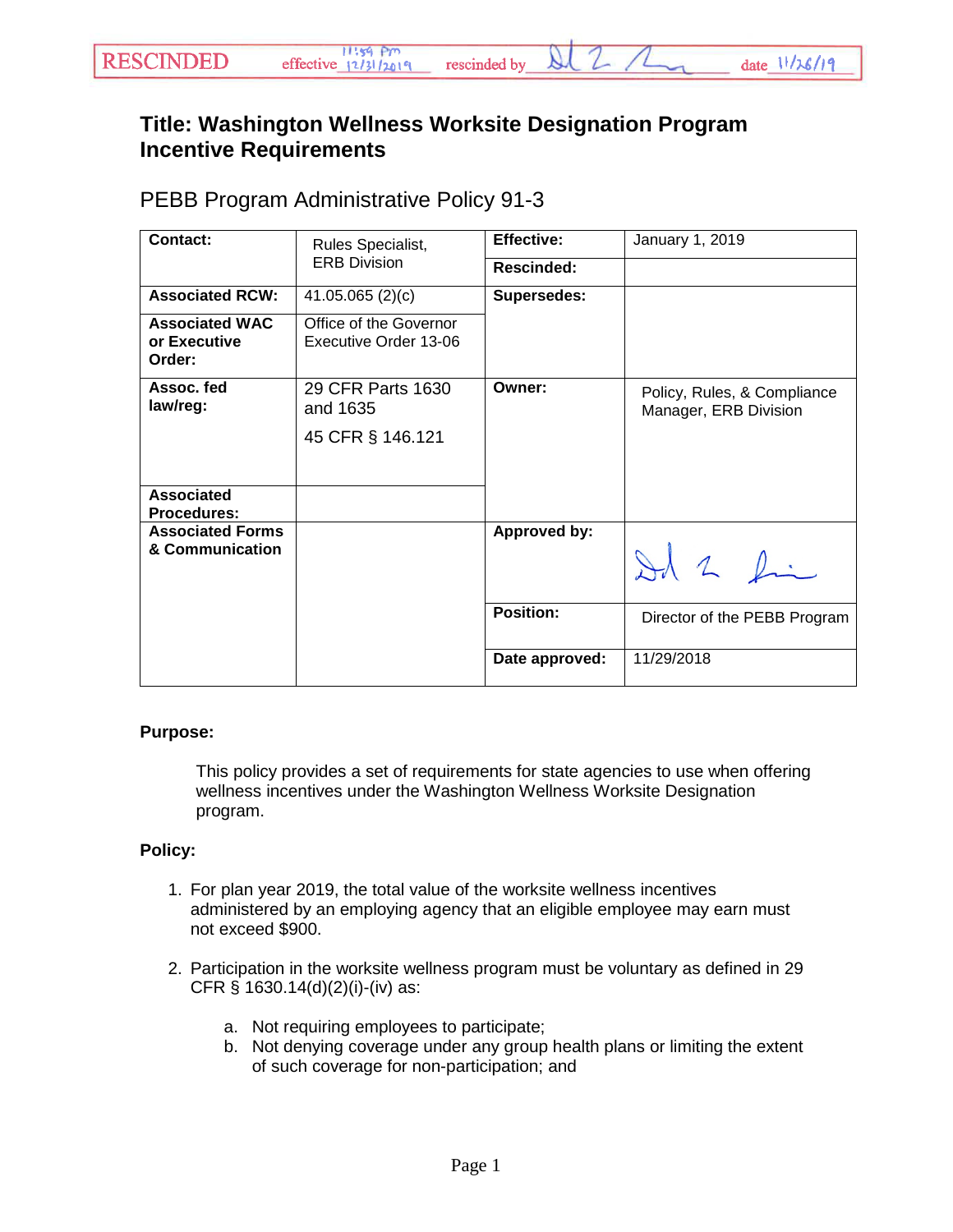RESCINDED effective 11:59 pm 12/31/2019 rescinded by [signature] date 11/26/19

# Title: Washington Wellness Worksite Designation Program Incentive Requirements

## PEBB Program Administrative Policy 91-3

| | | | |
|---|---|---|---|
| **Contact:** | Rules Specialist, ERB Division | **Effective:** | January 1, 2019 |
| | | **Rescinded:** | |
| **Associated RCW:** | 41.05.065 (2)(c) | **Supersedes:** | |
| **Associated WAC or Executive Order:** | Office of the Governor Executive Order 13-06 | | |
| **Assoc. fed law/reg:** | 29 CFR Parts 1630 and 1635<br>45 CFR § 146.121 | **Owner:** | Policy, Rules, & Compliance Manager, ERB Division |
| **Associated Procedures:** | | | |
| **Associated Forms & Communication** | | **Approved by:** | [signature] |
| | | **Position:** | Director of the PEBB Program |
| | | **Date approved:** | 11/29/2018 |

**Purpose:**

This policy provides a set of requirements for state agencies to use when offering wellness incentives under the Washington Wellness Worksite Designation program.

**Policy:**

1. For plan year 2019, the total value of the worksite wellness incentives administered by an employing agency that an eligible employee may earn must not exceed $900.

2. Participation in the worksite wellness program must be voluntary as defined in 29 CFR § 1630.14(d)(2)(i)-(iv) as:

   a. Not requiring employees to participate;
   b. Not denying coverage under any group health plans or limiting the extent of such coverage for non-participation; and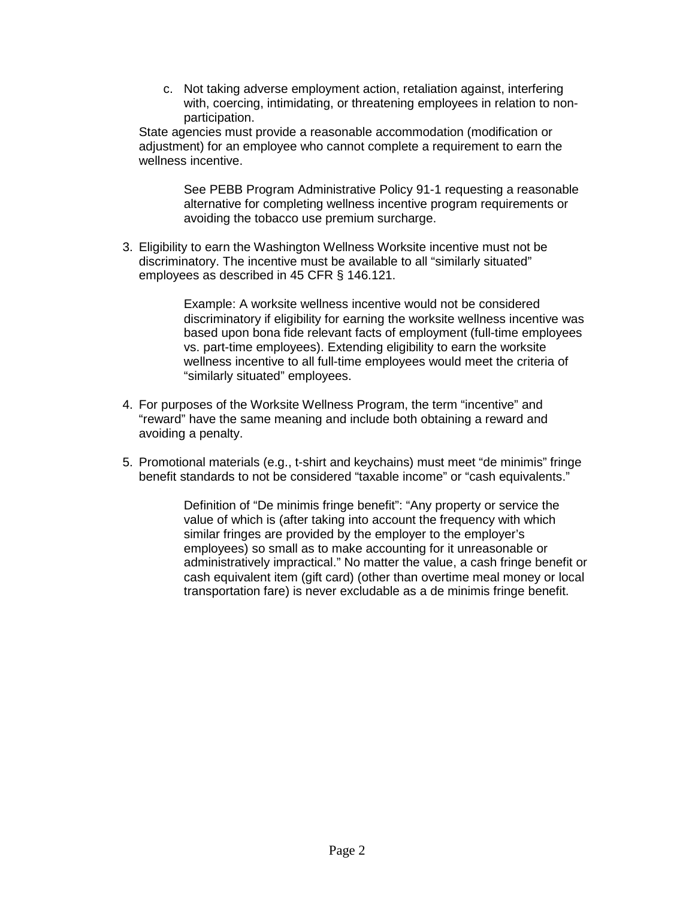c. Not taking adverse employment action, retaliation against, interfering with, coercing, intimidating, or threatening employees in relation to non-participation.

State agencies must provide a reasonable accommodation (modification or adjustment) for an employee who cannot complete a requirement to earn the wellness incentive.

> See PEBB Program Administrative Policy 91-1 requesting a reasonable alternative for completing wellness incentive program requirements or avoiding the tobacco use premium surcharge.

3. Eligibility to earn the Washington Wellness Worksite incentive must not be discriminatory. The incentive must be available to all "similarly situated" employees as described in 45 CFR § 146.121.

   > Example: A worksite wellness incentive would not be considered discriminatory if eligibility for earning the worksite wellness incentive was based upon bona fide relevant facts of employment (full-time employees vs. part-time employees). Extending eligibility to earn the worksite wellness incentive to all full-time employees would meet the criteria of "similarly situated" employees.

4. For purposes of the Worksite Wellness Program, the term "incentive" and "reward" have the same meaning and include both obtaining a reward and avoiding a penalty.

5. Promotional materials (e.g., t-shirt and keychains) must meet "de minimis" fringe benefit standards to not be considered "taxable income" or "cash equivalents."

   > Definition of "De minimis fringe benefit": "Any property or service the value of which is (after taking into account the frequency with which similar fringes are provided by the employer to the employer's employees) so small as to make accounting for it unreasonable or administratively impractical." No matter the value, a cash fringe benefit or cash equivalent item (gift card) (other than overtime meal money or local transportation fare) is never excludable as a de minimis fringe benefit.